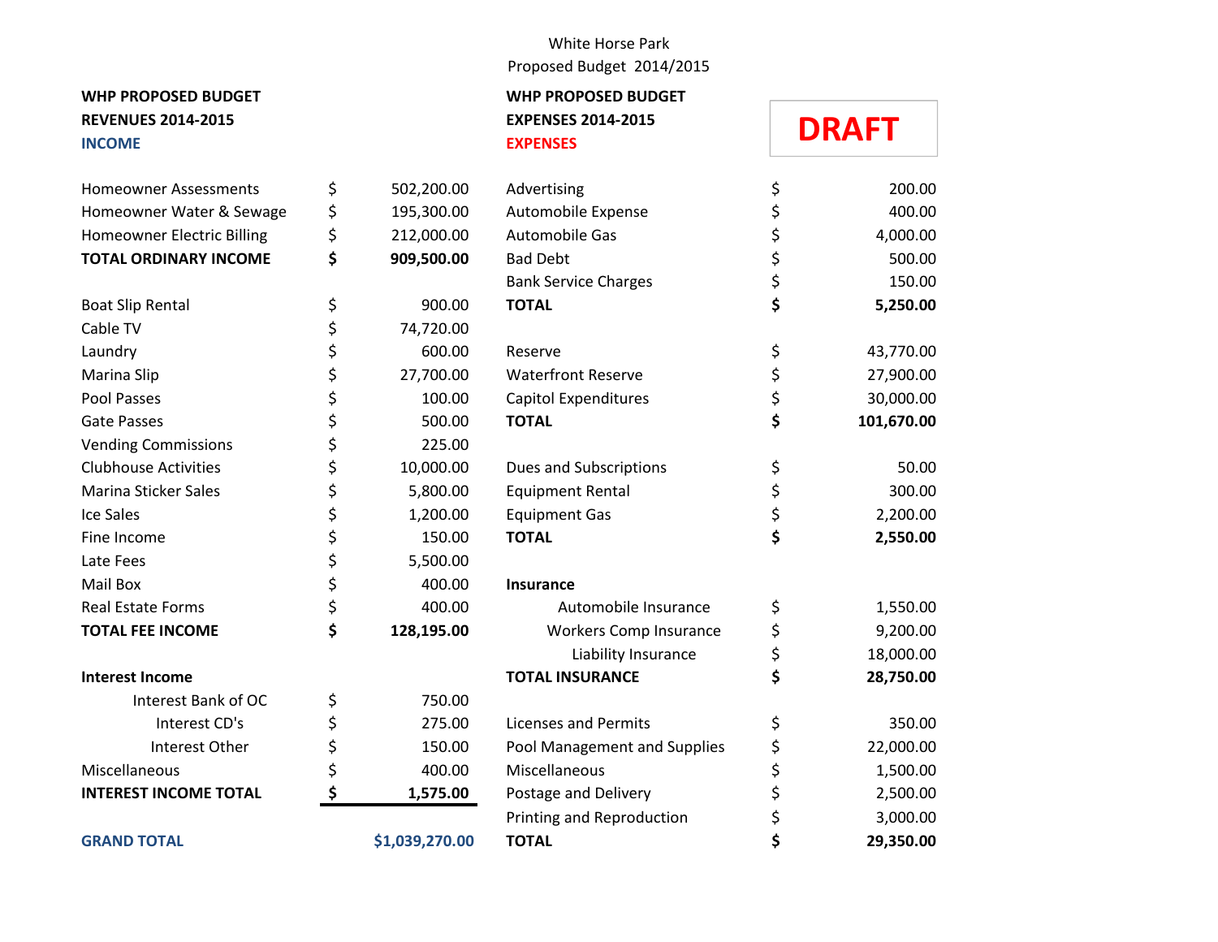White Horse Park

Proposed Budget 2014/2015

**DRAFT**

**WHP PROPOSED BUDGET**
**REVENUES 2014-2015**
**INCOME**

| Item | | Amount |
|---|---|---|
| Homeowner Assessments | $ | 502,200.00 |
| Homeowner Water & Sewage | $ | 195,300.00 |
| Homeowner Electric Billing | $ | 212,000.00 |
| **TOTAL ORDINARY INCOME** | **$** | **909,500.00** |
| | | |
| Boat Slip Rental | $ | 900.00 |
| Cable TV | $ | 74,720.00 |
| Laundry | $ | 600.00 |
| Marina Slip | $ | 27,700.00 |
| Pool Passes | $ | 100.00 |
| Gate Passes | $ | 500.00 |
| Vending Commissions | $ | 225.00 |
| Clubhouse Activities | $ | 10,000.00 |
| Marina Sticker Sales | $ | 5,800.00 |
| Ice Sales | $ | 1,200.00 |
| Fine Income | $ | 150.00 |
| Late Fees | $ | 5,500.00 |
| Mail Box | $ | 400.00 |
| Real Estate Forms | $ | 400.00 |
| **TOTAL FEE INCOME** | **$** | **128,195.00** |
| | | |
| **Interest Income** | | |
| Interest Bank of OC | $ | 750.00 |
| Interest CD's | $ | 275.00 |
| Interest Other | $ | 150.00 |
| Miscellaneous | $ | 400.00 |
| **INTEREST INCOME TOTAL** | **$** | **1,575.00** |
| | | |
| **GRAND TOTAL** | | **$1,039,270.00** |

**WHP PROPOSED BUDGET**
**EXPENSES 2014-2015**
**EXPENSES**

| Item | | Amount |
|---|---|---|
| Advertising | $ | 200.00 |
| Automobile Expense | $ | 400.00 |
| Automobile Gas | $ | 4,000.00 |
| Bad Debt | $ | 500.00 |
| Bank Service Charges | $ | 150.00 |
| **TOTAL** | **$** | **5,250.00** |
| | | |
| Reserve | $ | 43,770.00 |
| Waterfront Reserve | $ | 27,900.00 |
| Capitol Expenditures | $ | 30,000.00 |
| **TOTAL** | **$** | **101,670.00** |
| | | |
| Dues and Subscriptions | $ | 50.00 |
| Equipment Rental | $ | 300.00 |
| Equipment Gas | $ | 2,200.00 |
| **TOTAL** | **$** | **2,550.00** |
| | | |
| **Insurance** | | |
| Automobile Insurance | $ | 1,550.00 |
| Workers Comp Insurance | $ | 9,200.00 |
| Liability Insurance | $ | 18,000.00 |
| **TOTAL INSURANCE** | **$** | **28,750.00** |
| | | |
| Licenses and Permits | $ | 350.00 |
| Pool Management and Supplies | $ | 22,000.00 |
| Miscellaneous | $ | 1,500.00 |
| Postage and Delivery | $ | 2,500.00 |
| Printing and Reproduction | $ | 3,000.00 |
| **TOTAL** | **$** | **29,350.00** |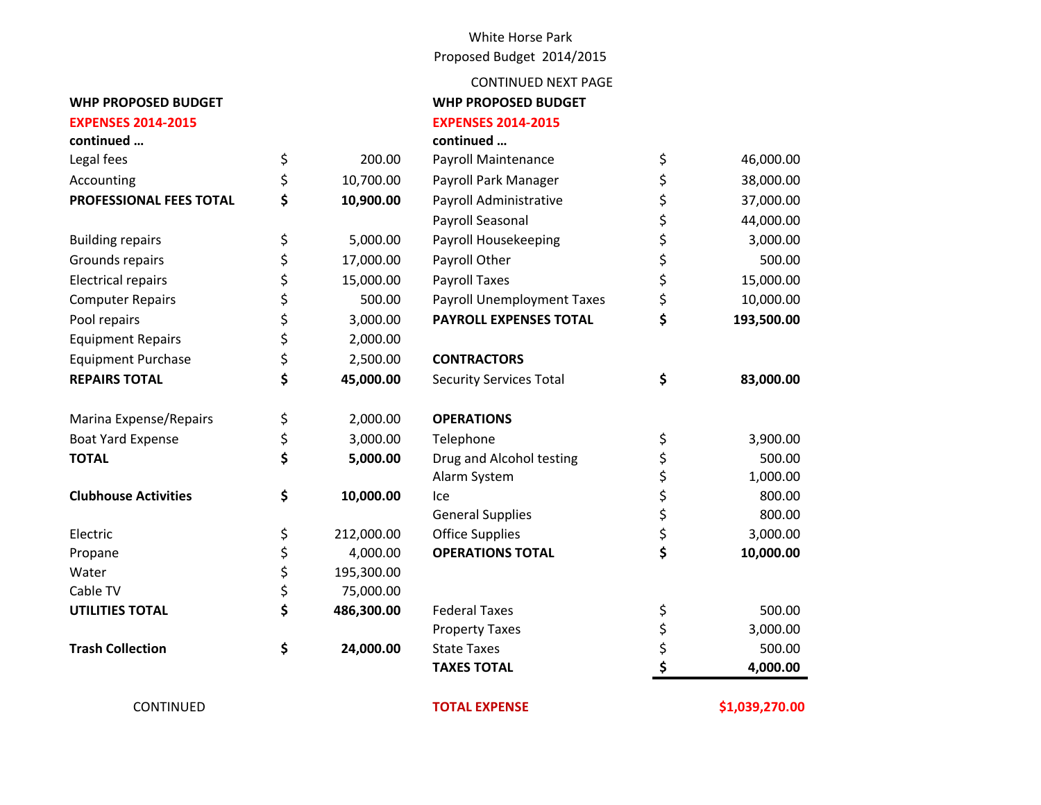White Horse Park

Proposed Budget 2014/2015

CONTINUED NEXT PAGE

**WHP PROPOSED BUDGET**

**EXPENSES 2014-2015**

**continued …**

| | | |
|---|---|---|
| Legal fees | $ | 200.00 |
| Accounting | $ | 10,700.00 |
| **PROFESSIONAL FEES TOTAL** | **$** | **10,900.00** |
| | | |
| Building repairs | $ | 5,000.00 |
| Grounds repairs | $ | 17,000.00 |
| Electrical repairs | $ | 15,000.00 |
| Computer Repairs | $ | 500.00 |
| Pool repairs | $ | 3,000.00 |
| Equipment Repairs | $ | 2,000.00 |
| Equipment Purchase | $ | 2,500.00 |
| **REPAIRS TOTAL** | **$** | **45,000.00** |
| | | |
| Marina Expense/Repairs | $ | 2,000.00 |
| Boat Yard Expense | $ | 3,000.00 |
| **TOTAL** | **$** | **5,000.00** |
| | | |
| **Clubhouse Activities** | **$** | **10,000.00** |
| | | |
| Electric | $ | 212,000.00 |
| Propane | $ | 4,000.00 |
| Water | $ | 195,300.00 |
| Cable TV | $ | 75,000.00 |
| **UTILITIES TOTAL** | **$** | **486,300.00** |
| | | |
| **Trash Collection** | **$** | **24,000.00** |

CONTINUED

**WHP PROPOSED BUDGET**

**EXPENSES 2014-2015**

**continued …**

| | | |
|---|---|---|
| Payroll Maintenance | $ | 46,000.00 |
| Payroll Park Manager | $ | 38,000.00 |
| Payroll Administrative | $ | 37,000.00 |
| Payroll Seasonal | $ | 44,000.00 |
| Payroll Housekeeping | $ | 3,000.00 |
| Payroll Other | $ | 500.00 |
| Payroll Taxes | $ | 15,000.00 |
| Payroll Unemployment Taxes | $ | 10,000.00 |
| **PAYROLL EXPENSES TOTAL** | **$** | **193,500.00** |
| | | |
| **CONTRACTORS** | | |
| Security Services Total | **$** | **83,000.00** |
| | | |
| **OPERATIONS** | | |
| Telephone | $ | 3,900.00 |
| Drug and Alcohol testing | $ | 500.00 |
| Alarm System | $ | 1,000.00 |
| Ice | $ | 800.00 |
| General Supplies | $ | 800.00 |
| Office Supplies | $ | 3,000.00 |
| **OPERATIONS TOTAL** | **$** | **10,000.00** |
| | | |
| Federal Taxes | $ | 500.00 |
| Property Taxes | $ | 3,000.00 |
| State Taxes | $ | 500.00 |
| **TAXES TOTAL** | **$** | **4,000.00** |
| | | |
| **TOTAL EXPENSE** | | **$1,039,270.00** |